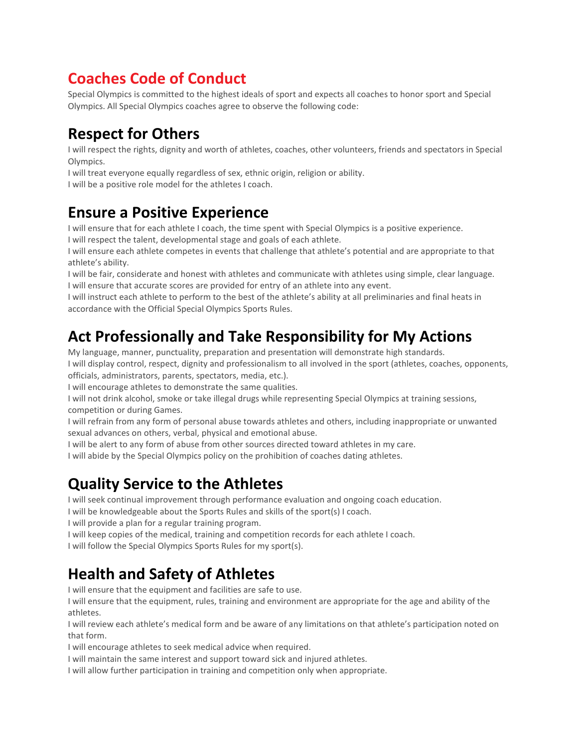# Coaches Code of Conduct

Special Olympics is committed to the highest ideals of sport and expects all coaches to honor sport and Special Olympics. All Special Olympics coaches agree to observe the following code:

## Respect for Others

I will respect the rights, dignity and worth of athletes, coaches, other volunteers, friends and spectators in Special Olympics.
I will treat everyone equally regardless of sex, ethnic origin, religion or ability.
I will be a positive role model for the athletes I coach.

## Ensure a Positive Experience

I will ensure that for each athlete I coach, the time spent with Special Olympics is a positive experience.
I will respect the talent, developmental stage and goals of each athlete.
I will ensure each athlete competes in events that challenge that athlete's potential and are appropriate to that athlete's ability.
I will be fair, considerate and honest with athletes and communicate with athletes using simple, clear language.
I will ensure that accurate scores are provided for entry of an athlete into any event.
I will instruct each athlete to perform to the best of the athlete's ability at all preliminaries and final heats in accordance with the Official Special Olympics Sports Rules.

## Act Professionally and Take Responsibility for My Actions

My language, manner, punctuality, preparation and presentation will demonstrate high standards.
I will display control, respect, dignity and professionalism to all involved in the sport (athletes, coaches, opponents, officials, administrators, parents, spectators, media, etc.).
I will encourage athletes to demonstrate the same qualities.
I will not drink alcohol, smoke or take illegal drugs while representing Special Olympics at training sessions, competition or during Games.
I will refrain from any form of personal abuse towards athletes and others, including inappropriate or unwanted sexual advances on others, verbal, physical and emotional abuse.
I will be alert to any form of abuse from other sources directed toward athletes in my care.
I will abide by the Special Olympics policy on the prohibition of coaches dating athletes.

## Quality Service to the Athletes

I will seek continual improvement through performance evaluation and ongoing coach education.
I will be knowledgeable about the Sports Rules and skills of the sport(s) I coach.
I will provide a plan for a regular training program.
I will keep copies of the medical, training and competition records for each athlete I coach.
I will follow the Special Olympics Sports Rules for my sport(s).

## Health and Safety of Athletes

I will ensure that the equipment and facilities are safe to use.
I will ensure that the equipment, rules, training and environment are appropriate for the age and ability of the athletes.
I will review each athlete's medical form and be aware of any limitations on that athlete's participation noted on that form.
I will encourage athletes to seek medical advice when required.
I will maintain the same interest and support toward sick and injured athletes.
I will allow further participation in training and competition only when appropriate.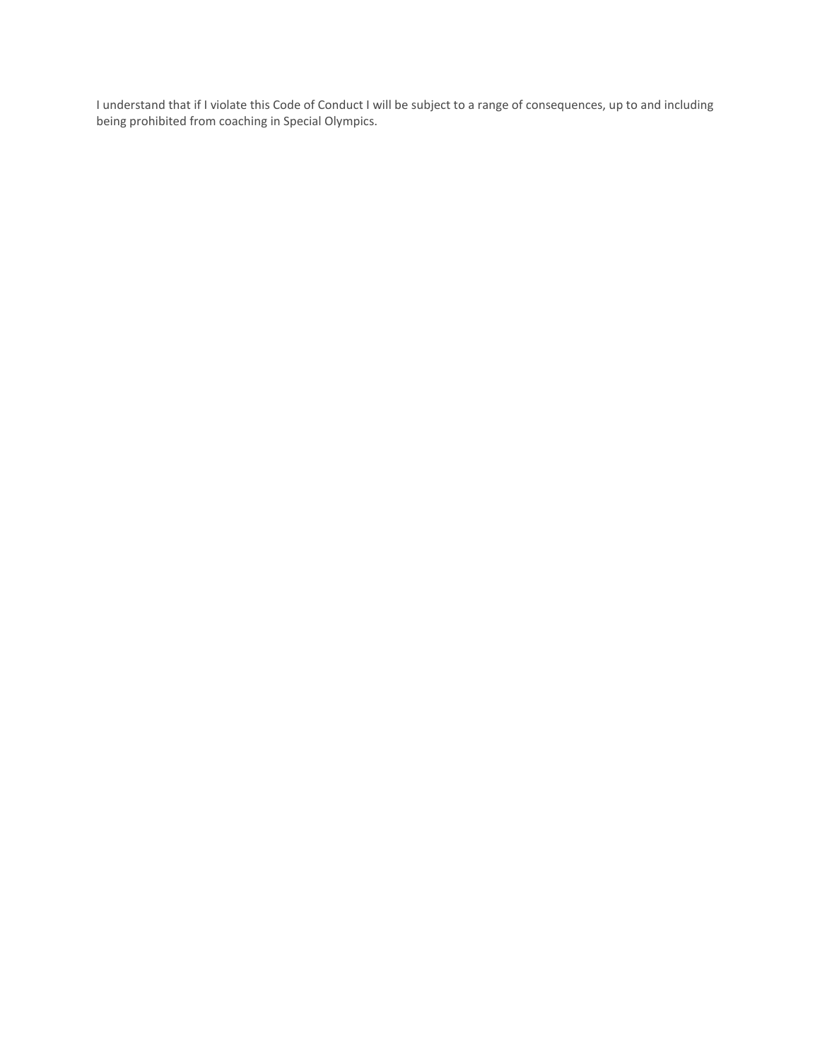I understand that if I violate this Code of Conduct I will be subject to a range of consequences, up to and including being prohibited from coaching in Special Olympics.